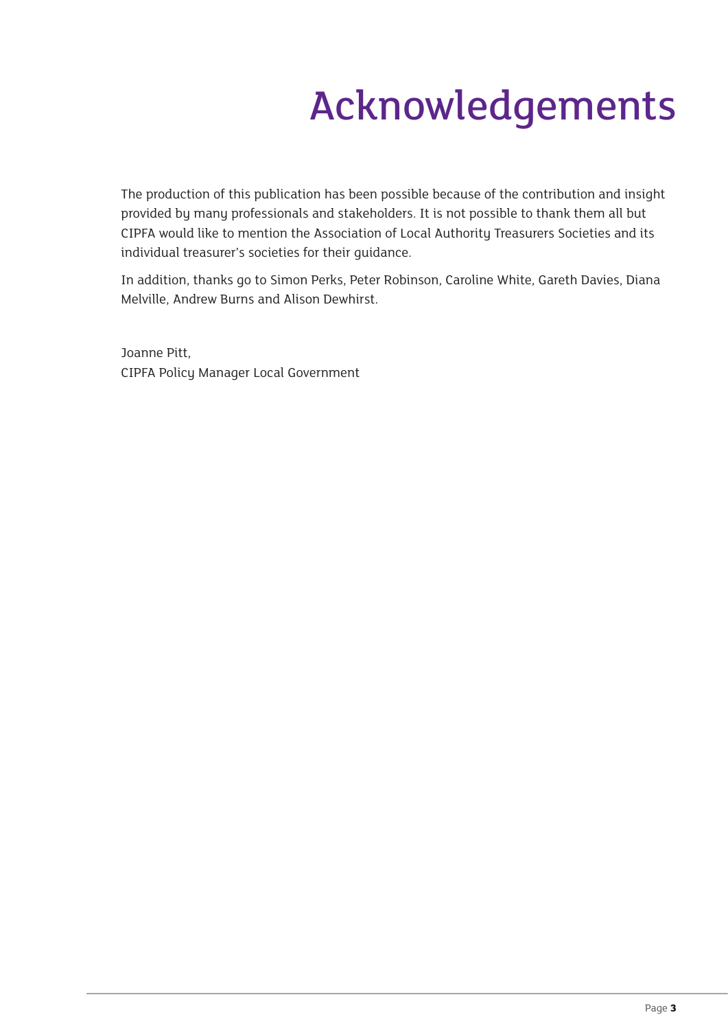# Acknowledgements

The production of this publication has been possible because of the contribution and insight provided by many professionals and stakeholders. It is not possible to thank them all but CIPFA would like to mention the Association of Local Authority Treasurers Societies and its individual treasurer's societies for their guidance.

In addition, thanks go to Simon Perks, Peter Robinson, Caroline White, Gareth Davies, Diana Melville, Andrew Burns and Alison Dewhirst.

Joanne Pitt,
CIPFA Policy Manager Local Government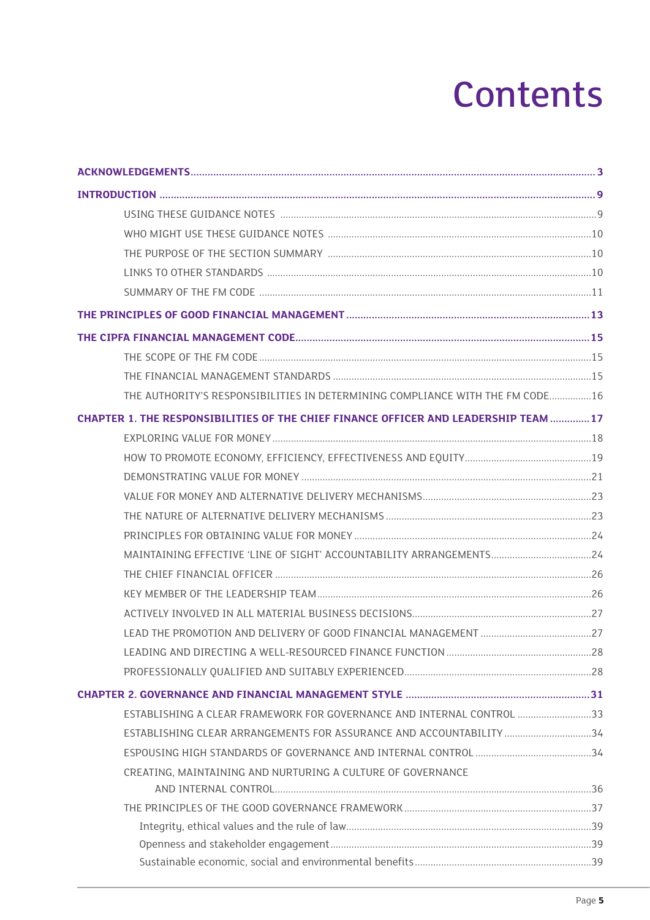# Contents

| | |
|---|---|
| **ACKNOWLEDGEMENTS** | **3** |
| **INTRODUCTION** | **9** |
| USING THESE GUIDANCE NOTES | 9 |
| WHO MIGHT USE THESE GUIDANCE NOTES | 10 |
| THE PURPOSE OF THE SECTION SUMMARY | 10 |
| LINKS TO OTHER STANDARDS | 10 |
| SUMMARY OF THE FM CODE | 11 |
| **THE PRINCIPLES OF GOOD FINANCIAL MANAGEMENT** | **13** |
| **THE CIPFA FINANCIAL MANAGEMENT CODE** | **15** |
| THE SCOPE OF THE FM CODE | 15 |
| THE FINANCIAL MANAGEMENT STANDARDS | 15 |
| THE AUTHORITY'S RESPONSIBILITIES IN DETERMINING COMPLIANCE WITH THE FM CODE | 16 |
| **CHAPTER 1. THE RESPONSIBILITIES OF THE CHIEF FINANCE OFFICER AND LEADERSHIP TEAM** | **17** |
| EXPLORING VALUE FOR MONEY | 18 |
| HOW TO PROMOTE ECONOMY, EFFICIENCY, EFFECTIVENESS AND EQUITY | 19 |
| DEMONSTRATING VALUE FOR MONEY | 21 |
| VALUE FOR MONEY AND ALTERNATIVE DELIVERY MECHANISMS | 23 |
| THE NATURE OF ALTERNATIVE DELIVERY MECHANISMS | 23 |
| PRINCIPLES FOR OBTAINING VALUE FOR MONEY | 24 |
| MAINTAINING EFFECTIVE 'LINE OF SIGHT' ACCOUNTABILITY ARRANGEMENTS | 24 |
| THE CHIEF FINANCIAL OFFICER | 26 |
| KEY MEMBER OF THE LEADERSHIP TEAM | 26 |
| ACTIVELY INVOLVED IN ALL MATERIAL BUSINESS DECISIONS | 27 |
| LEAD THE PROMOTION AND DELIVERY OF GOOD FINANCIAL MANAGEMENT | 27 |
| LEADING AND DIRECTING A WELL-RESOURCED FINANCE FUNCTION | 28 |
| PROFESSIONALLY QUALIFIED AND SUITABLY EXPERIENCED | 28 |
| **CHAPTER 2. GOVERNANCE AND FINANCIAL MANAGEMENT STYLE** | **31** |
| ESTABLISHING A CLEAR FRAMEWORK FOR GOVERNANCE AND INTERNAL CONTROL | 33 |
| ESTABLISHING CLEAR ARRANGEMENTS FOR ASSURANCE AND ACCOUNTABILITY | 34 |
| ESPOUSING HIGH STANDARDS OF GOVERNANCE AND INTERNAL CONTROL | 34 |
| CREATING, MAINTAINING AND NURTURING A CULTURE OF GOVERNANCE AND INTERNAL CONTROL | 36 |
| THE PRINCIPLES OF THE GOOD GOVERNANCE FRAMEWORK | 37 |
| Integrity, ethical values and the rule of law | 39 |
| Openness and stakeholder engagement | 39 |
| Sustainable economic, social and environmental benefits | 39 |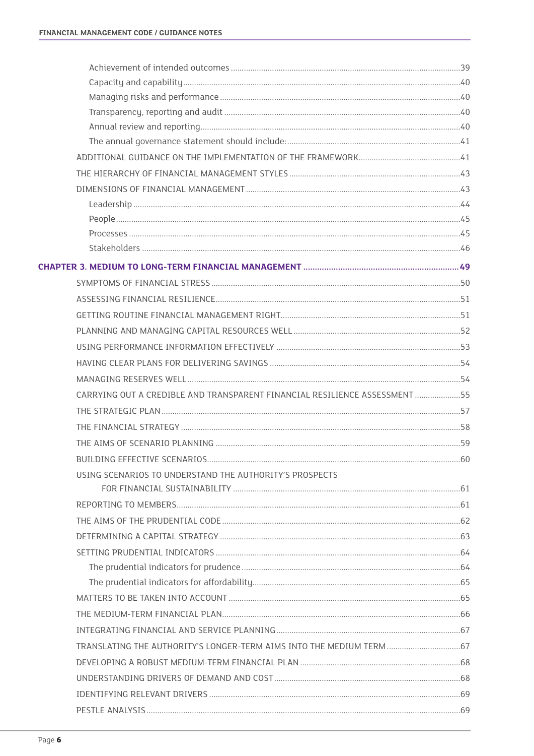Achievement of intended outcomes ... 39
Capacity and capability ... 40
Managing risks and performance ... 40
Transparency, reporting and audit ... 40
Annual review and reporting ... 40
The annual governance statement should include: ... 41

ADDITIONAL GUIDANCE ON THE IMPLEMENTATION OF THE FRAMEWORK ... 41
THE HIERARCHY OF FINANCIAL MANAGEMENT STYLES ... 43
DIMENSIONS OF FINANCIAL MANAGEMENT ... 43

Leadership ... 44
People ... 45
Processes ... 45
Stakeholders ... 46

**CHAPTER 3. MEDIUM TO LONG-TERM FINANCIAL MANAGEMENT ... 49**

SYMPTOMS OF FINANCIAL STRESS ... 50
ASSESSING FINANCIAL RESILIENCE ... 51
GETTING ROUTINE FINANCIAL MANAGEMENT RIGHT ... 51
PLANNING AND MANAGING CAPITAL RESOURCES WELL ... 52
USING PERFORMANCE INFORMATION EFFECTIVELY ... 53
HAVING CLEAR PLANS FOR DELIVERING SAVINGS ... 54
MANAGING RESERVES WELL ... 54
CARRYING OUT A CREDIBLE AND TRANSPARENT FINANCIAL RESILIENCE ASSESSMENT ... 55
THE STRATEGIC PLAN ... 57
THE FINANCIAL STRATEGY ... 58
THE AIMS OF SCENARIO PLANNING ... 59
BUILDING EFFECTIVE SCENARIOS ... 60
USING SCENARIOS TO UNDERSTAND THE AUTHORITY'S PROSPECTS FOR FINANCIAL SUSTAINABILITY ... 61
REPORTING TO MEMBERS ... 61
THE AIMS OF THE PRUDENTIAL CODE ... 62
DETERMINING A CAPITAL STRATEGY ... 63
SETTING PRUDENTIAL INDICATORS ... 64

The prudential indicators for prudence ... 64
The prudential indicators for affordability ... 65

MATTERS TO BE TAKEN INTO ACCOUNT ... 65
THE MEDIUM-TERM FINANCIAL PLAN ... 66
INTEGRATING FINANCIAL AND SERVICE PLANNING ... 67
TRANSLATING THE AUTHORITY'S LONGER-TERM AIMS INTO THE MEDIUM TERM ... 67
DEVELOPING A ROBUST MEDIUM-TERM FINANCIAL PLAN ... 68
UNDERSTANDING DRIVERS OF DEMAND AND COST ... 68
IDENTIFYING RELEVANT DRIVERS ... 69
PESTLE ANALYSIS ... 69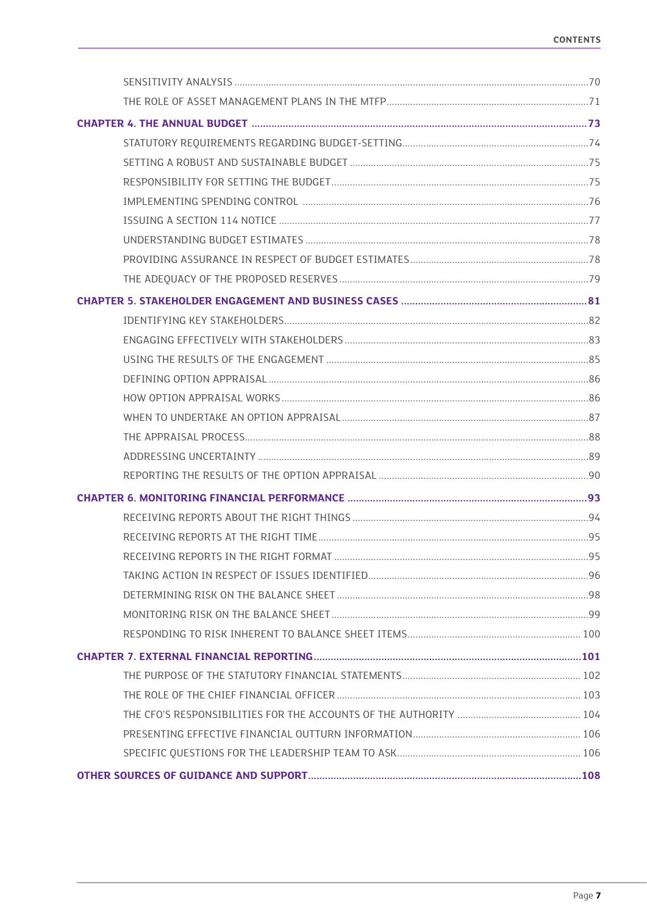SENSITIVITY ANALYSIS ....................70

THE ROLE OF ASSET MANAGEMENT PLANS IN THE MTFP ....................71

**CHAPTER 4. THE ANNUAL BUDGET ....................73**

STATUTORY REQUIREMENTS REGARDING BUDGET-SETTING ....................74

SETTING A ROBUST AND SUSTAINABLE BUDGET ....................75

RESPONSIBILITY FOR SETTING THE BUDGET ....................75

IMPLEMENTING SPENDING CONTROL ....................76

ISSUING A SECTION 114 NOTICE ....................77

UNDERSTANDING BUDGET ESTIMATES ....................78

PROVIDING ASSURANCE IN RESPECT OF BUDGET ESTIMATES ....................78

THE ADEQUACY OF THE PROPOSED RESERVES ....................79

**CHAPTER 5. STAKEHOLDER ENGAGEMENT AND BUSINESS CASES ....................81**

IDENTIFYING KEY STAKEHOLDERS ....................82

ENGAGING EFFECTIVELY WITH STAKEHOLDERS ....................83

USING THE RESULTS OF THE ENGAGEMENT ....................85

DEFINING OPTION APPRAISAL ....................86

HOW OPTION APPRAISAL WORKS ....................86

WHEN TO UNDERTAKE AN OPTION APPRAISAL ....................87

THE APPRAISAL PROCESS ....................88

ADDRESSING UNCERTAINTY ....................89

REPORTING THE RESULTS OF THE OPTION APPRAISAL ....................90

**CHAPTER 6. MONITORING FINANCIAL PERFORMANCE ....................93**

RECEIVING REPORTS ABOUT THE RIGHT THINGS ....................94

RECEIVING REPORTS AT THE RIGHT TIME ....................95

RECEIVING REPORTS IN THE RIGHT FORMAT ....................95

TAKING ACTION IN RESPECT OF ISSUES IDENTIFIED ....................96

DETERMINING RISK ON THE BALANCE SHEET ....................98

MONITORING RISK ON THE BALANCE SHEET ....................99

RESPONDING TO RISK INHERENT TO BALANCE SHEET ITEMS ....................100

**CHAPTER 7. EXTERNAL FINANCIAL REPORTING ....................101**

THE PURPOSE OF THE STATUTORY FINANCIAL STATEMENTS ....................102

THE ROLE OF THE CHIEF FINANCIAL OFFICER ....................103

THE CFO'S RESPONSIBILITIES FOR THE ACCOUNTS OF THE AUTHORITY ....................104

PRESENTING EFFECTIVE FINANCIAL OUTTURN INFORMATION ....................106

SPECIFIC QUESTIONS FOR THE LEADERSHIP TEAM TO ASK ....................106

**OTHER SOURCES OF GUIDANCE AND SUPPORT ....................108**